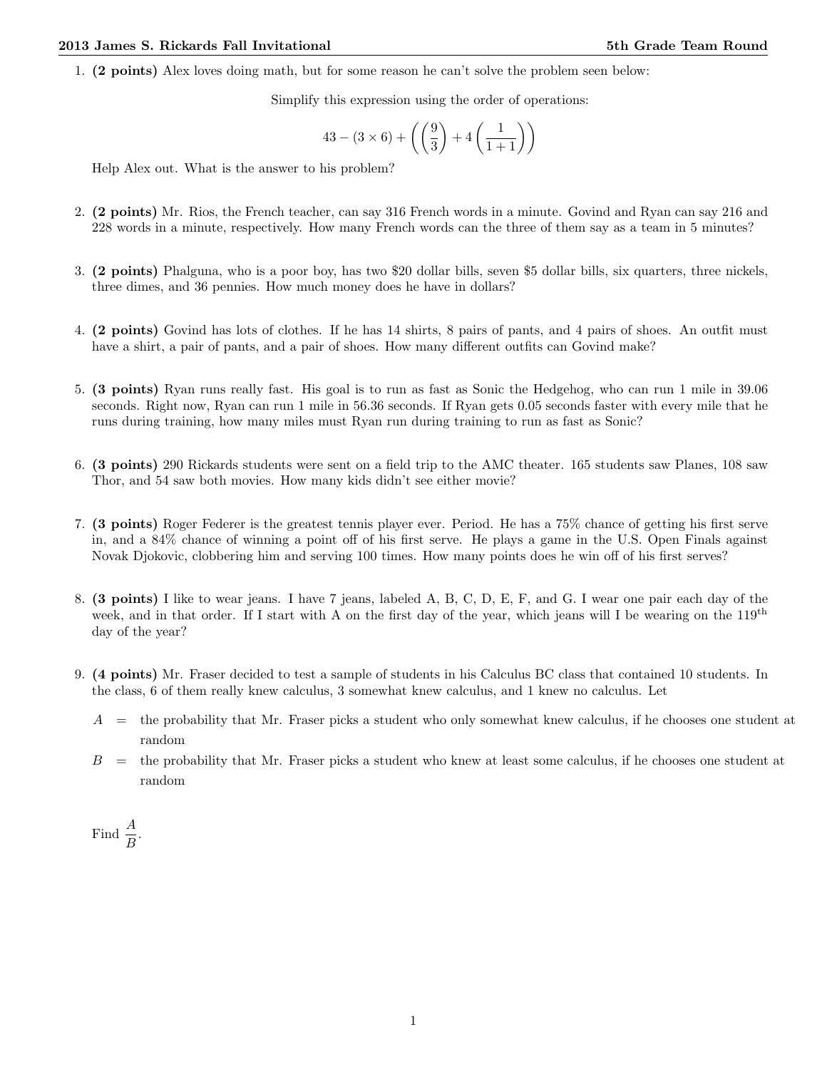1. **(2 points)** Alex loves doing math, but for some reason he can't solve the problem seen below:

   Simplify this expression using the order of operations:

   $$43 - (3 \times 6) + \left( \left( \frac{9}{3} \right) + 4 \left( \frac{1}{1+1} \right) \right)$$

   Help Alex out. What is the answer to his problem?

2. **(2 points)** Mr. Rios, the French teacher, can say 316 French words in a minute. Govind and Ryan can say 216 and 228 words in a minute, respectively. How many French words can the three of them say as a team in 5 minutes?

3. **(2 points)** Phalguna, who is a poor boy, has two \$20 dollar bills, seven \$5 dollar bills, six quarters, three nickels, three dimes, and 36 pennies. How much money does he have in dollars?

4. **(2 points)** Govind has lots of clothes. If he has 14 shirts, 8 pairs of pants, and 4 pairs of shoes. An outfit must have a shirt, a pair of pants, and a pair of shoes. How many different outfits can Govind make?

5. **(3 points)** Ryan runs really fast. His goal is to run as fast as Sonic the Hedgehog, who can run 1 mile in 39.06 seconds. Right now, Ryan can run 1 mile in 56.36 seconds. If Ryan gets 0.05 seconds faster with every mile that he runs during training, how many miles must Ryan run during training to run as fast as Sonic?

6. **(3 points)** 290 Rickards students were sent on a field trip to the AMC theater. 165 students saw Planes, 108 saw Thor, and 54 saw both movies. How many kids didn't see either movie?

7. **(3 points)** Roger Federer is the greatest tennis player ever. Period. He has a 75% chance of getting his first serve in, and a 84% chance of winning a point off of his first serve. He plays a game in the U.S. Open Finals against Novak Djokovic, clobbering him and serving 100 times. How many points does he win off of his first serves?

8. **(3 points)** I like to wear jeans. I have 7 jeans, labeled A, B, C, D, E, F, and G. I wear one pair each day of the week, and in that order. If I start with A on the first day of the year, which jeans will I be wearing on the 119th day of the year?

9. **(4 points)** Mr. Fraser decided to test a sample of students in his Calculus BC class that contained 10 students. In the class, 6 of them really knew calculus, 3 somewhat knew calculus, and 1 knew no calculus. Let

   $A$ = the probability that Mr. Fraser picks a student who only somewhat knew calculus, if he chooses one student at random

   $B$ = the probability that Mr. Fraser picks a student who knew at least some calculus, if he chooses one student at random

   Find $\dfrac{A}{B}$.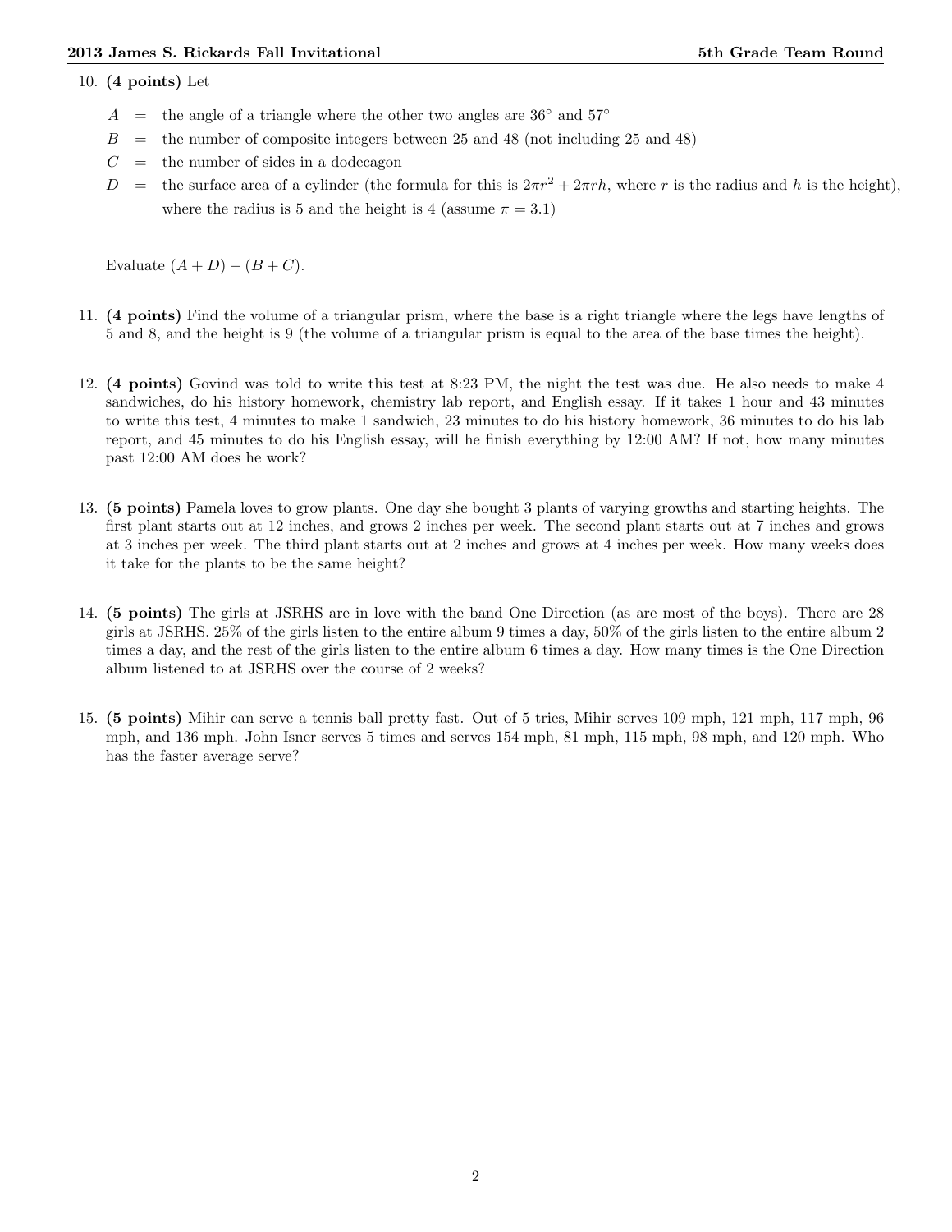10. **(4 points)** Let

$A$ = the angle of a triangle where the other two angles are $36^\circ$ and $57^\circ$

$B$ = the number of composite integers between 25 and 48 (not including 25 and 48)

$C$ = the number of sides in a dodecagon

$D$ = the surface area of a cylinder (the formula for this is $2\pi r^2 + 2\pi rh$, where $r$ is the radius and $h$ is the height), where the radius is 5 and the height is 4 (assume $\pi = 3.1$)

Evaluate $(A + D) - (B + C)$.

11. **(4 points)** Find the volume of a triangular prism, where the base is a right triangle where the legs have lengths of 5 and 8, and the height is 9 (the volume of a triangular prism is equal to the area of the base times the height).

12. **(4 points)** Govind was told to write this test at 8:23 PM, the night the test was due. He also needs to make 4 sandwiches, do his history homework, chemistry lab report, and English essay. If it takes 1 hour and 43 minutes to write this test, 4 minutes to make 1 sandwich, 23 minutes to do his history homework, 36 minutes to do his lab report, and 45 minutes to do his English essay, will he finish everything by 12:00 AM? If not, how many minutes past 12:00 AM does he work?

13. **(5 points)** Pamela loves to grow plants. One day she bought 3 plants of varying growths and starting heights. The first plant starts out at 12 inches, and grows 2 inches per week. The second plant starts out at 7 inches and grows at 3 inches per week. The third plant starts out at 2 inches and grows at 4 inches per week. How many weeks does it take for the plants to be the same height?

14. **(5 points)** The girls at JSRHS are in love with the band One Direction (as are most of the boys). There are 28 girls at JSRHS. 25% of the girls listen to the entire album 9 times a day, 50% of the girls listen to the entire album 2 times a day, and the rest of the girls listen to the entire album 6 times a day. How many times is the One Direction album listened to at JSRHS over the course of 2 weeks?

15. **(5 points)** Mihir can serve a tennis ball pretty fast. Out of 5 tries, Mihir serves 109 mph, 121 mph, 117 mph, 96 mph, and 136 mph. John Isner serves 5 times and serves 154 mph, 81 mph, 115 mph, 98 mph, and 120 mph. Who has the faster average serve?